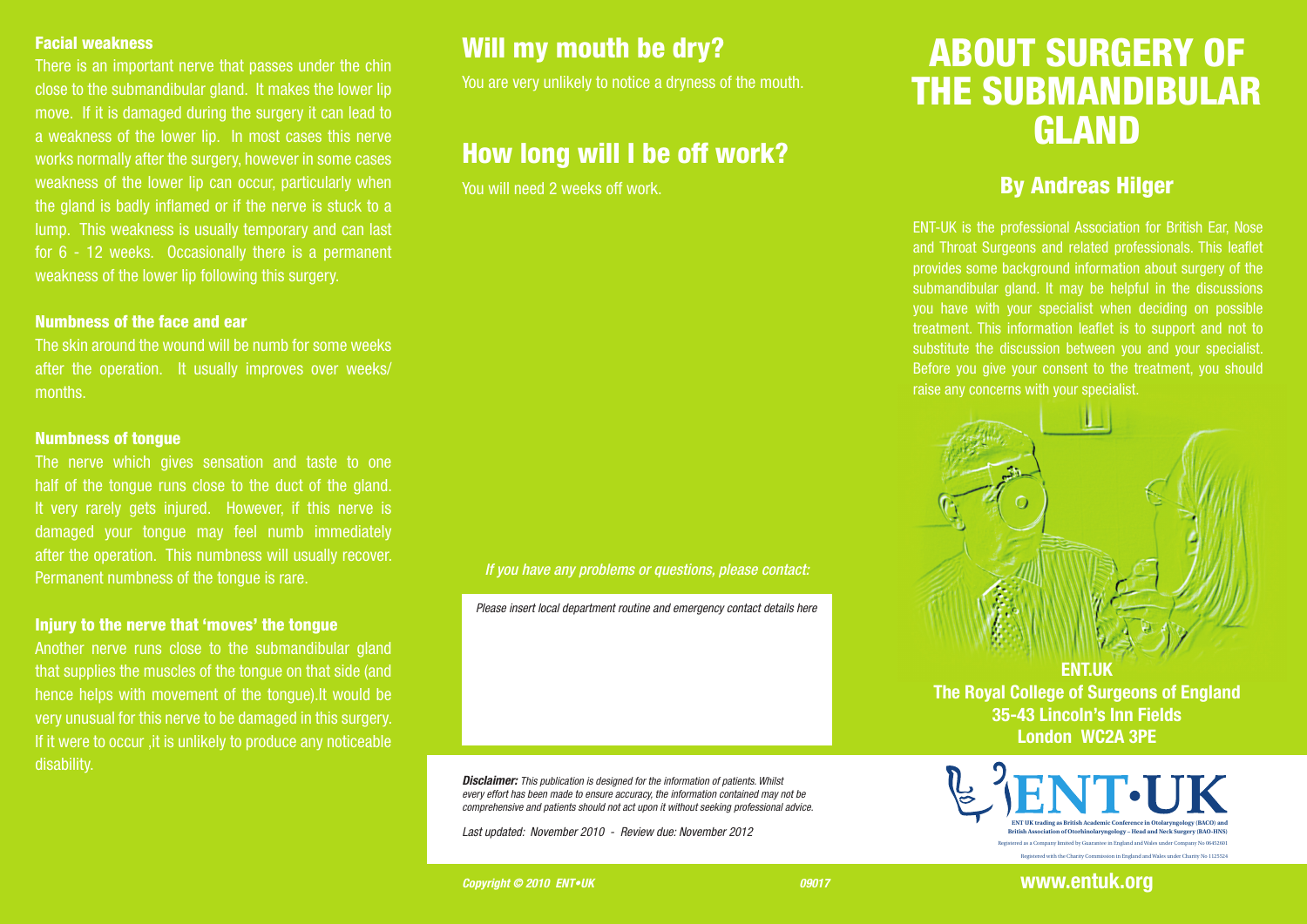### Facial weakness

There is an important nerve that passes under the chin close to the submandibular gland. It makes the lower lip move. If it is damaged during the surgery it can lead to a weakness of the lower lip. In most cases this nerve works normally after the surgery, however in some cases weakness of the lower lip can occur, particularly when the gland is badly inflamed or if the nerve is stuck to a lump. This weakness is usually temporary and can last for 6 - 12 weeks. Occasionally there is a permanent weakness of the lower lip following this surgery.

### Numbness of the face and ear

The skin around the wound will be numb for some weeks after the operation. It usually improves over weeks/ months.

### Numbness of tongue

The nerve which gives sensation and taste to one half of the tongue runs close to the duct of the gland. It very rarely gets injured. However, if this nerve is damaged your tongue may feel numb immediately after the operation. This numbness will usually recover. Permanent numbness of the tongue is rare.

### Injury to the nerve that 'moves' the tongue

Another nerve runs close to the submandibular gland that supplies the muscles of the tongue on that side (and hence helps with movement of the tongue).It would be very unusual for this nerve to be damaged in this surgery. If it were to occur ,it is unlikely to produce any noticeable disability.

## Will my mouth be dry?

You are very unlikely to notice a dryness of the mouth.

## How long will I be off work?

You will need 2 weeks off work.

*If you have any problems or questions, please contact:*

*Please insert local department routine and emergency contact details here*

***Disclaimer:*** *This publication is designed for the information of patients. Whilst every effort has been made to ensure accuracy, the information contained may not be comprehensive and patients should not act upon it without seeking professional advice.*

*Last updated: November 2010 - Review due: November 2012*

***Copyright © 2010 ENT•UK*** *09017*

# ABOUT SURGERY OF THE SUBMANDIBULAR GLAND

## By Andreas Hilger

ENT-UK is the professional Association for British Ear, Nose and Throat Surgeons and related professionals. This leaflet provides some background information about surgery of the submandibular gland. It may be helpful in the discussions you have with your specialist when deciding on possible treatment. This information leaflet is to support and not to substitute the discussion between you and your specialist. Before you give your consent to the treatment, you should raise any concerns with your specialist.

**ENT.UK**
**The Royal College of Surgeons of England**
**35-43 Lincoln's Inn Fields**
**London WC2A 3PE**

ENT·UK

ENT UK trading as British Academic Conference in Otolaryngology (BACO) and British Association of Otorhinolaryngology – Head and Neck Surgery (BAO-HNS)
Registered as a Company limited by Guarantee in England and Wales under Company No 06452601
Registered with the Charity Commission in England and Wales under Charity No 1125524

**www.entuk.org**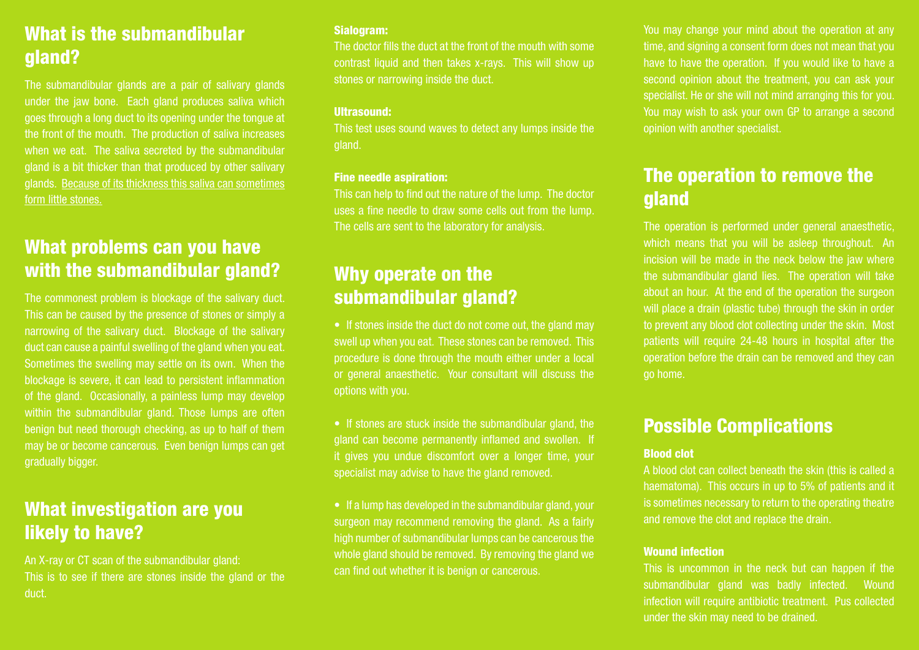## What is the submandibular gland?

The submandibular glands are a pair of salivary glands under the jaw bone. Each gland produces saliva which goes through a long duct to its opening under the tongue at the front of the mouth. The production of saliva increases when we eat. The saliva secreted by the submandibular gland is a bit thicker than that produced by other salivary glands. <u>Because of its thickness this saliva can sometimes form little stones.</u>

## What problems can you have with the submandibular gland?

The commonest problem is blockage of the salivary duct. This can be caused by the presence of stones or simply a narrowing of the salivary duct. Blockage of the salivary duct can cause a painful swelling of the gland when you eat. Sometimes the swelling may settle on its own. When the blockage is severe, it can lead to persistent inflammation of the gland. Occasionally, a painless lump may develop within the submandibular gland. Those lumps are often benign but need thorough checking, as up to half of them may be or become cancerous. Even benign lumps can get gradually bigger.

## What investigation are you likely to have?

An X-ray or CT scan of the submandibular gland:
This is to see if there are stones inside the gland or the duct.

**Sialogram:**
The doctor fills the duct at the front of the mouth with some contrast liquid and then takes x-rays. This will show up stones or narrowing inside the duct.

**Ultrasound:**
This test uses sound waves to detect any lumps inside the gland.

**Fine needle aspiration:**
This can help to find out the nature of the lump. The doctor uses a fine needle to draw some cells out from the lump. The cells are sent to the laboratory for analysis.

## Why operate on the submandibular gland?

- If stones inside the duct do not come out, the gland may swell up when you eat. These stones can be removed. This procedure is done through the mouth either under a local or general anaesthetic. Your consultant will discuss the options with you.

- If stones are stuck inside the submandibular gland, the gland can become permanently inflamed and swollen. If it gives you undue discomfort over a longer time, your specialist may advise to have the gland removed.

- If a lump has developed in the submandibular gland, your surgeon may recommend removing the gland. As a fairly high number of submandibular lumps can be cancerous the whole gland should be removed. By removing the gland we can find out whether it is benign or cancerous.

You may change your mind about the operation at any time, and signing a consent form does not mean that you have to have the operation. If you would like to have a second opinion about the treatment, you can ask your specialist. He or she will not mind arranging this for you. You may wish to ask your own GP to arrange a second opinion with another specialist.

## The operation to remove the gland

The operation is performed under general anaesthetic, which means that you will be asleep throughout. An incision will be made in the neck below the jaw where the submandibular gland lies. The operation will take about an hour. At the end of the operation the surgeon will place a drain (plastic tube) through the skin in order to prevent any blood clot collecting under the skin. Most patients will require 24-48 hours in hospital after the operation before the drain can be removed and they can go home.

## Possible Complications

**Blood clot**
A blood clot can collect beneath the skin (this is called a haematoma). This occurs in up to 5% of patients and it is sometimes necessary to return to the operating theatre and remove the clot and replace the drain.

**Wound infection**
This is uncommon in the neck but can happen if the submandibular gland was badly infected. Wound infection will require antibiotic treatment. Pus collected under the skin may need to be drained.